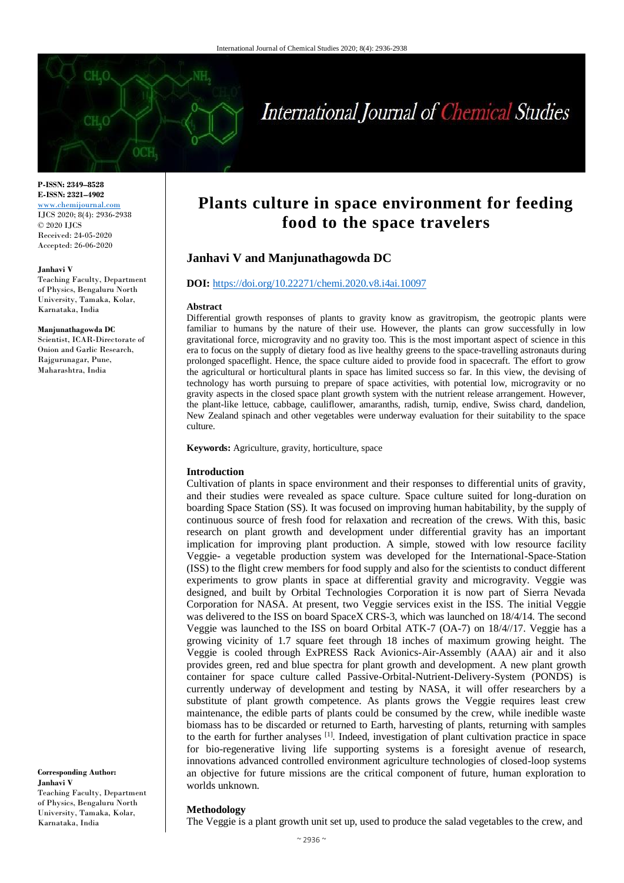**P-ISSN: 2349–8528**
**E-ISSN: 2321–4902**
www.chemijournal.com
IJCS 2020; 8(4): 2936-2938
© 2020 IJCS
Received: 24-05-2020
Accepted: 26-06-2020

**Janhavi V**
Teaching Faculty, Department of Physics, Bengaluru North University, Tamaka, Kolar, Karnataka, India

**Manjunathagowda DC**
Scientist, ICAR-Directorate of Onion and Garlic Research, Rajgurunagar, Pune, Maharashtra, India

**Corresponding Author:**
**Janhavi V**
Teaching Faculty, Department of Physics, Bengaluru North University, Tamaka, Kolar, Karnataka, India

# Plants culture in space environment for feeding food to the space travelers

## Janhavi V and Manjunathagowda DC

**DOI:** https://doi.org/10.22271/chemi.2020.v8.i4ai.10097

### Abstract

Differential growth responses of plants to gravity know as gravitropism, the geotropic plants were familiar to humans by the nature of their use. However, the plants can grow successfully in low gravitational force, microgravity and no gravity too. This is the most important aspect of science in this era to focus on the supply of dietary food as live healthy greens to the space-travelling astronauts during prolonged spaceflight. Hence, the space culture aided to provide food in spacecraft. The effort to grow the agricultural or horticultural plants in space has limited success so far. In this view, the devising of technology has worth pursuing to prepare of space activities, with potential low, microgravity or no gravity aspects in the closed space plant growth system with the nutrient release arrangement. However, the plant-like lettuce, cabbage, cauliflower, amaranths, radish, turnip, endive, Swiss chard, dandelion, New Zealand spinach and other vegetables were underway evaluation for their suitability to the space culture.

**Keywords:** Agriculture, gravity, horticulture, space

### Introduction

Cultivation of plants in space environment and their responses to differential units of gravity, and their studies were revealed as space culture. Space culture suited for long-duration on boarding Space Station (SS). It was focused on improving human habitability, by the supply of continuous source of fresh food for relaxation and recreation of the crews. With this, basic research on plant growth and development under differential gravity has an important implication for improving plant production. A simple, stowed with low resource facility Veggie- a vegetable production system was developed for the International-Space-Station (ISS) to the flight crew members for food supply and also for the scientists to conduct different experiments to grow plants in space at differential gravity and microgravity. Veggie was designed, and built by Orbital Technologies Corporation it is now part of Sierra Nevada Corporation for NASA. At present, two Veggie services exist in the ISS. The initial Veggie was delivered to the ISS on board SpaceX CRS-3, which was launched on 18/4/14. The second Veggie was launched to the ISS on board Orbital ATK-7 (OA-7) on 18/4//17. Veggie has a growing vicinity of 1.7 square feet through 18 inches of maximum growing height. The Veggie is cooled through ExPRESS Rack Avionics-Air-Assembly (AAA) air and it also provides green, red and blue spectra for plant growth and development. A new plant growth container for space culture called Passive-Orbital-Nutrient-Delivery-System (PONDS) is currently underway of development and testing by NASA, it will offer researchers by a substitute of plant growth competence. As plants grows the Veggie requires least crew maintenance, the edible parts of plants could be consumed by the crew, while inedible waste biomass has to be discarded or returned to Earth, harvesting of plants, returning with samples to the earth for further analyses [1]. Indeed, investigation of plant cultivation practice in space for bio-regenerative living life supporting systems is a foresight avenue of research, innovations advanced controlled environment agriculture technologies of closed-loop systems an objective for future missions are the critical component of future, human exploration to worlds unknown.

### Methodology

The Veggie is a plant growth unit set up, used to produce the salad vegetables to the crew, and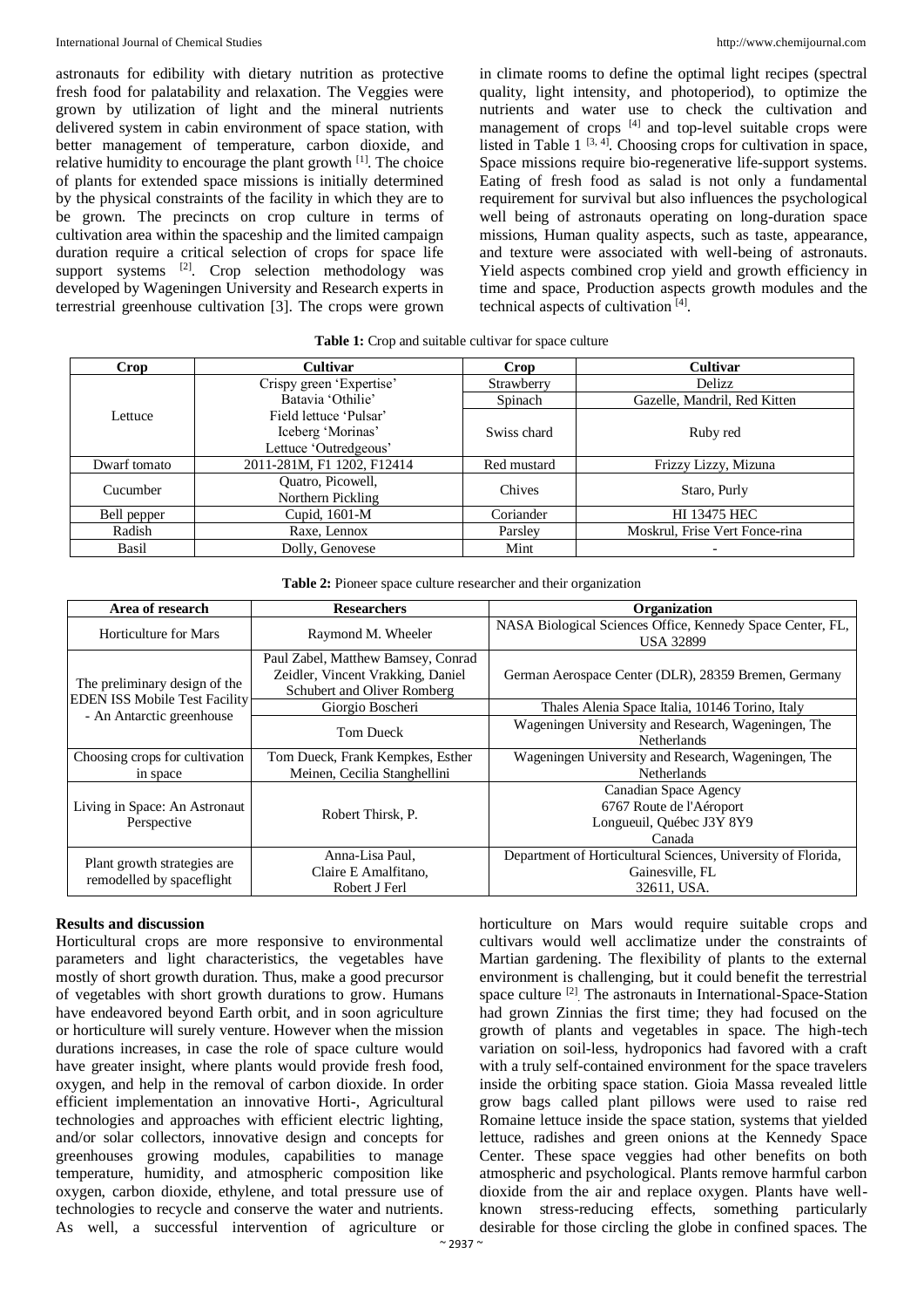astronauts for edibility with dietary nutrition as protective fresh food for palatability and relaxation. The Veggies were grown by utilization of light and the mineral nutrients delivered system in cabin environment of space station, with better management of temperature, carbon dioxide, and relative humidity to encourage the plant growth [1]. The choice of plants for extended space missions is initially determined by the physical constraints of the facility in which they are to be grown. The precincts on crop culture in terms of cultivation area within the spaceship and the limited campaign duration require a critical selection of crops for space life support systems [2]. Crop selection methodology was developed by Wageningen University and Research experts in terrestrial greenhouse cultivation [3]. The crops were grown in climate rooms to define the optimal light recipes (spectral quality, light intensity, and photoperiod), to optimize the nutrients and water use to check the cultivation and management of crops [4] and top-level suitable crops were listed in Table 1 [3, 4]. Choosing crops for cultivation in space, Space missions require bio-regenerative life-support systems. Eating of fresh food as salad is not only a fundamental requirement for survival but also influences the psychological well being of astronauts operating on long-duration space missions, Human quality aspects, such as taste, appearance, and texture were associated with well-being of astronauts. Yield aspects combined crop yield and growth efficiency in time and space, Production aspects growth modules and the technical aspects of cultivation [4].

**Table 1:** Crop and suitable cultivar for space culture

| Crop | Cultivar | Crop | Cultivar |
|---|---|---|---|
| Lettuce | Crispy green 'Expertise' | Strawberry | Delizz |
| | Batavia 'Othilie' | Spinach | Gazelle, Mandril, Red Kitten |
| | Field lettuce 'Pulsar' Iceberg 'Morinas' Lettuce 'Outredgeous' | Swiss chard | Ruby red |
| Dwarf tomato | 2011-281M, F1 1202, F12414 | Red mustard | Frizzy Lizzy, Mizuna |
| Cucumber | Quatro, Picowell, Northern Pickling | Chives | Staro, Purly |
| Bell pepper | Cupid, 1601-M | Coriander | HI 13475 HEC |
| Radish | Raxe, Lennox | Parsley | Moskrul, Frise Vert Fonce-rina |
| Basil | Dolly, Genovese | Mint | - |

**Table 2:** Pioneer space culture researcher and their organization

| Area of research | Researchers | Organization |
|---|---|---|
| Horticulture for Mars | Raymond M. Wheeler | NASA Biological Sciences Office, Kennedy Space Center, FL, USA 32899 |
| The preliminary design of the EDEN ISS Mobile Test Facility - An Antarctic greenhouse | Paul Zabel, Matthew Bamsey, Conrad Zeidler, Vincent Vrakking, Daniel Schubert and Oliver Romberg | German Aerospace Center (DLR), 28359 Bremen, Germany |
| | Giorgio Boscheri | Thales Alenia Space Italia, 10146 Torino, Italy |
| | Tom Dueck | Wageningen University and Research, Wageningen, The Netherlands |
| Choosing crops for cultivation in space | Tom Dueck, Frank Kempkes, Esther Meinen, Cecilia Stanghellini | Wageningen University and Research, Wageningen, The Netherlands |
| Living in Space: An Astronaut Perspective | Robert Thirsk, P. | Canadian Space Agency 6767 Route de l'Aéroport Longueuil, Québec J3Y 8Y9 Canada |
| Plant growth strategies are remodelled by spaceflight | Anna-Lisa Paul, Claire E Amalfitano, Robert J Ferl | Department of Horticultural Sciences, University of Florida, Gainesville, FL 32611, USA. |

## Results and discussion

Horticultural crops are more responsive to environmental parameters and light characteristics, the vegetables have mostly of short growth duration. Thus, make a good precursor of vegetables with short growth durations to grow. Humans have endeavored beyond Earth orbit, and in soon agriculture or horticulture will surely venture. However when the mission durations increases, in case the role of space culture would have greater insight, where plants would provide fresh food, oxygen, and help in the removal of carbon dioxide. In order efficient implementation an innovative Horti-, Agricultural technologies and approaches with efficient electric lighting, and/or solar collectors, innovative design and concepts for greenhouses growing modules, capabilities to manage temperature, humidity, and atmospheric composition like oxygen, carbon dioxide, ethylene, and total pressure use of technologies to recycle and conserve the water and nutrients. As well, a successful intervention of agriculture or horticulture on Mars would require suitable crops and cultivars would well acclimatize under the constraints of Martian gardening. The flexibility of plants to the external environment is challenging, but it could benefit the terrestrial space culture [2]. The astronauts in International-Space-Station had grown Zinnias the first time; they had focused on the growth of plants and vegetables in space. The high-tech variation on soil-less, hydroponics had favored with a craft with a truly self-contained environment for the space travelers inside the orbiting space station. Gioia Massa revealed little grow bags called plant pillows were used to raise red Romaine lettuce inside the space station, systems that yielded lettuce, radishes and green onions at the Kennedy Space Center. These space veggies had other benefits on both atmospheric and psychological. Plants remove harmful carbon dioxide from the air and replace oxygen. Plants have well-known stress-reducing effects, something particularly desirable for those circling the globe in confined spaces. The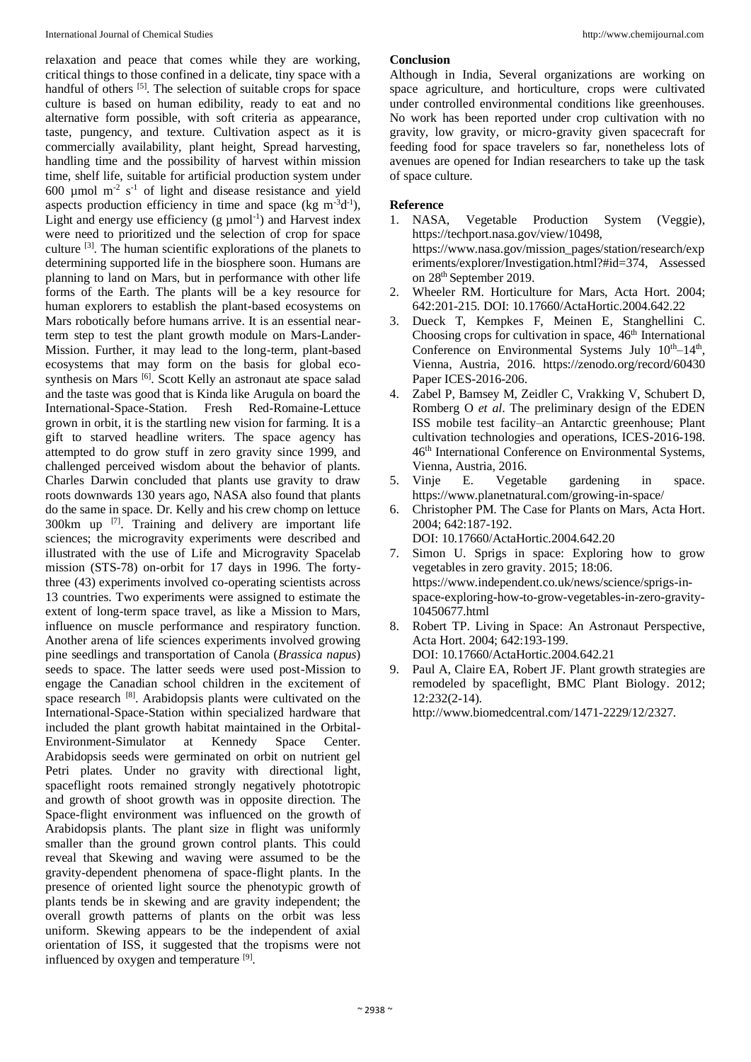relaxation and peace that comes while they are working, critical things to those confined in a delicate, tiny space with a handful of others [5]. The selection of suitable crops for space culture is based on human edibility, ready to eat and no alternative form possible, with soft criteria as appearance, taste, pungency, and texture. Cultivation aspect as it is commercially availability, plant height, Spread harvesting, handling time and the possibility of harvest within mission time, shelf life, suitable for artificial production system under 600 µmol $m^{-2}$ $s^{-1}$ of light and disease resistance and yield aspects production efficiency in time and space (kg $m^{-3}d^{-1}$), Light and energy use efficiency (g µ$mol^{-1}$) and Harvest index were need to prioritized und the selection of crop for space culture [3]. The human scientific explorations of the planets to determining supported life in the biosphere soon. Humans are planning to land on Mars, but in performance with other life forms of the Earth. The plants will be a key resource for human explorers to establish the plant-based ecosystems on Mars robotically before humans arrive. It is an essential near-term step to test the plant growth module on Mars-Lander-Mission. Further, it may lead to the long-term, plant-based ecosystems that may form on the basis for global eco-synthesis on Mars [6]. Scott Kelly an astronaut ate space salad and the taste was good that is Kinda like Arugula on board the International-Space-Station. Fresh Red-Romaine-Lettuce grown in orbit, it is the startling new vision for farming. It is a gift to starved headline writers. The space agency has attempted to do grow stuff in zero gravity since 1999, and challenged perceived wisdom about the behavior of plants. Charles Darwin concluded that plants use gravity to draw roots downwards 130 years ago, NASA also found that plants do the same in space. Dr. Kelly and his crew chomp on lettuce 300km up [7]. Training and delivery are important life sciences; the microgravity experiments were described and illustrated with the use of Life and Microgravity Spacelab mission (STS-78) on-orbit for 17 days in 1996. The forty-three (43) experiments involved co-operating scientists across 13 countries. Two experiments were assigned to estimate the extent of long-term space travel, as like a Mission to Mars, influence on muscle performance and respiratory function. Another arena of life sciences experiments involved growing pine seedlings and transportation of Canola (*Brassica napus*) seeds to space. The latter seeds were used post-Mission to engage the Canadian school children in the excitement of space research [8]. Arabidopsis plants were cultivated on the International-Space-Station within specialized hardware that included the plant growth habitat maintained in the Orbital-Environment-Simulator at Kennedy Space Center. Arabidopsis seeds were germinated on orbit on nutrient gel Petri plates. Under no gravity with directional light, spaceflight roots remained strongly negatively phototropic and growth of shoot growth was in opposite direction. The Space-flight environment was influenced on the growth of Arabidopsis plants. The plant size in flight was uniformly smaller than the ground grown control plants. This could reveal that Skewing and waving were assumed to be the gravity-dependent phenomena of space-flight plants. In the presence of oriented light source the phenotypic growth of plants tends be in skewing and are gravity independent; the overall growth patterns of plants on the orbit was less uniform. Skewing appears to be the independent of axial orientation of ISS, it suggested that the tropisms were not influenced by oxygen and temperature [9].

## Conclusion

Although in India, Several organizations are working on space agriculture, and horticulture, crops were cultivated under controlled environmental conditions like greenhouses. No work has been reported under crop cultivation with no gravity, low gravity, or micro-gravity given spacecraft for feeding food for space travelers so far, nonetheless lots of avenues are opened for Indian researchers to take up the task of space culture.

## Reference

1. NASA, Vegetable Production System (Veggie), https://techport.nasa.gov/view/10498, https://www.nasa.gov/mission_pages/station/research/experiments/explorer/Investigation.html?#id=374, Assessed on 28th September 2019.
2. Wheeler RM. Horticulture for Mars, Acta Hort. 2004; 642:201-215. DOI: 10.17660/ActaHortic.2004.642.22
3. Dueck T, Kempkes F, Meinen E, Stanghellini C. Choosing crops for cultivation in space, 46th International Conference on Environmental Systems July 10th–14th, Vienna, Austria, 2016. https://zenodo.org/record/60430 Paper ICES-2016-206.
4. Zabel P, Bamsey M, Zeidler C, Vrakking V, Schubert D, Romberg O *et al*. The preliminary design of the EDEN ISS mobile test facility–an Antarctic greenhouse; Plant cultivation technologies and operations, ICES-2016-198. 46th International Conference on Environmental Systems, Vienna, Austria, 2016.
5. Vinje E. Vegetable gardening in space. https://www.planetnatural.com/growing-in-space/
6. Christopher PM. The Case for Plants on Mars, Acta Hort. 2004; 642:187-192. DOI: 10.17660/ActaHortic.2004.642.20
7. Simon U. Sprigs in space: Exploring how to grow vegetables in zero gravity. 2015; 18:06. https://www.independent.co.uk/news/science/sprigs-in-space-exploring-how-to-grow-vegetables-in-zero-gravity-10450677.html
8. Robert TP. Living in Space: An Astronaut Perspective, Acta Hort. 2004; 642:193-199. DOI: 10.17660/ActaHortic.2004.642.21
9. Paul A, Claire EA, Robert JF. Plant growth strategies are remodeled by spaceflight, BMC Plant Biology. 2012; 12:232(2-14). http://www.biomedcentral.com/1471-2229/12/2327.